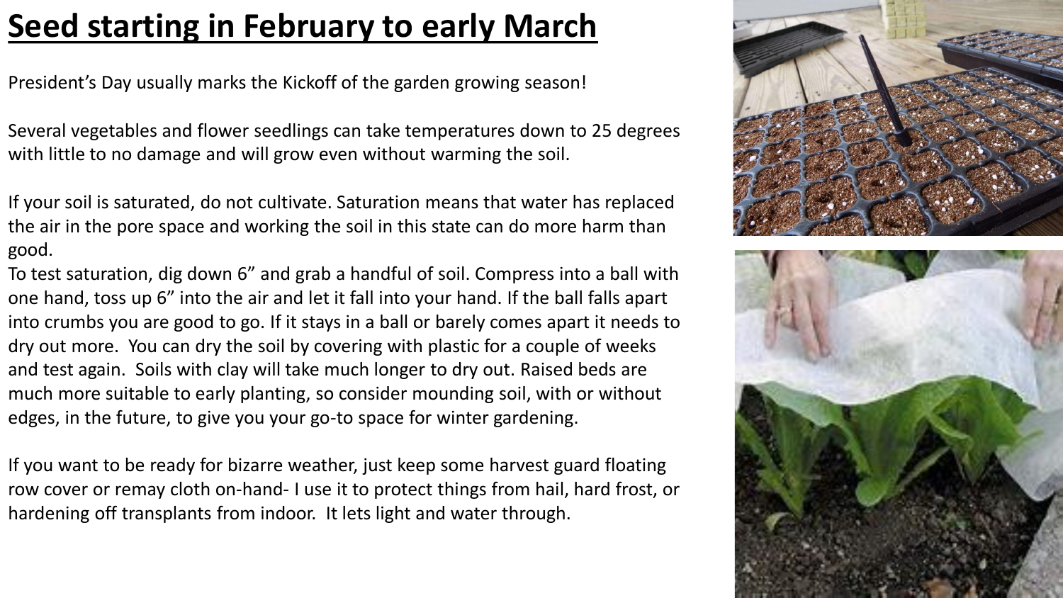# Seed starting in February to early March

President's Day usually marks the Kickoff of the garden growing season!

Several vegetables and flower seedlings can take temperatures down to 25 degrees with little to no damage and will grow even without warming the soil.

If your soil is saturated, do not cultivate. Saturation means that water has replaced the air in the pore space and working the soil in this state can do more harm than good.

To test saturation, dig down 6" and grab a handful of soil. Compress into a ball with one hand, toss up 6" into the air and let it fall into your hand. If the ball falls apart into crumbs you are good to go. If it stays in a ball or barely comes apart it needs to dry out more. You can dry the soil by covering with plastic for a couple of weeks and test again. Soils with clay will take much longer to dry out. Raised beds are much more suitable to early planting, so consider mounding soil, with or without edges, in the future, to give you your go-to space for winter gardening.

If you want to be ready for bizarre weather, just keep some harvest guard floating row cover or remay cloth on-hand- I use it to protect things from hail, hard frost, or hardening off transplants from indoor. It lets light and water through.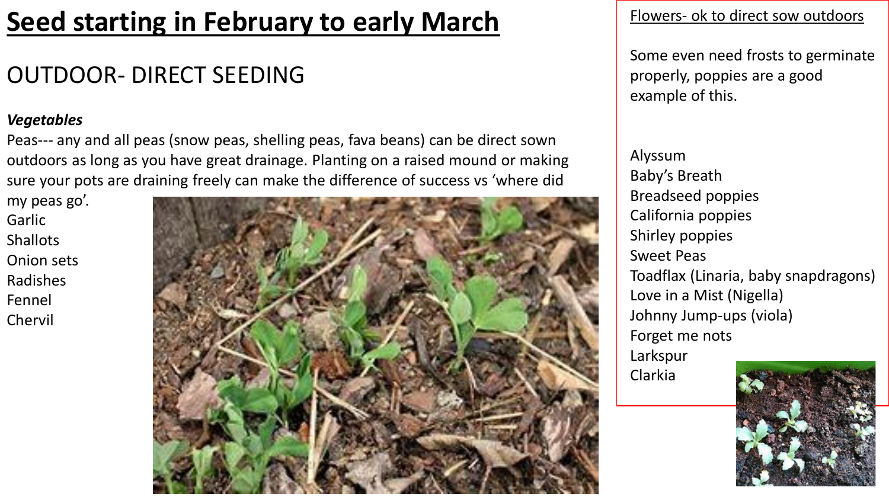# Seed starting in February to early March

## OUTDOOR- DIRECT SEEDING

***Vegetables***

Peas--- any and all peas (snow peas, shelling peas, fava beans) can be direct sown outdoors as long as you have great drainage. Planting on a raised mound or making sure your pots are draining freely can make the difference of success vs 'where did my peas go'.

Garlic
Shallots
Onion sets
Radishes
Fennel
Chervil

Flowers- ok to direct sow outdoors

Some even need frosts to germinate properly, poppies are a good example of this.

Alyssum
Baby's Breath
Breadseed poppies
California poppies
Shirley poppies
Sweet Peas
Toadflax (Linaria, baby snapdragons)
Love in a Mist (Nigella)
Johnny Jump-ups (viola)
Forget me nots
Larkspur
Clarkia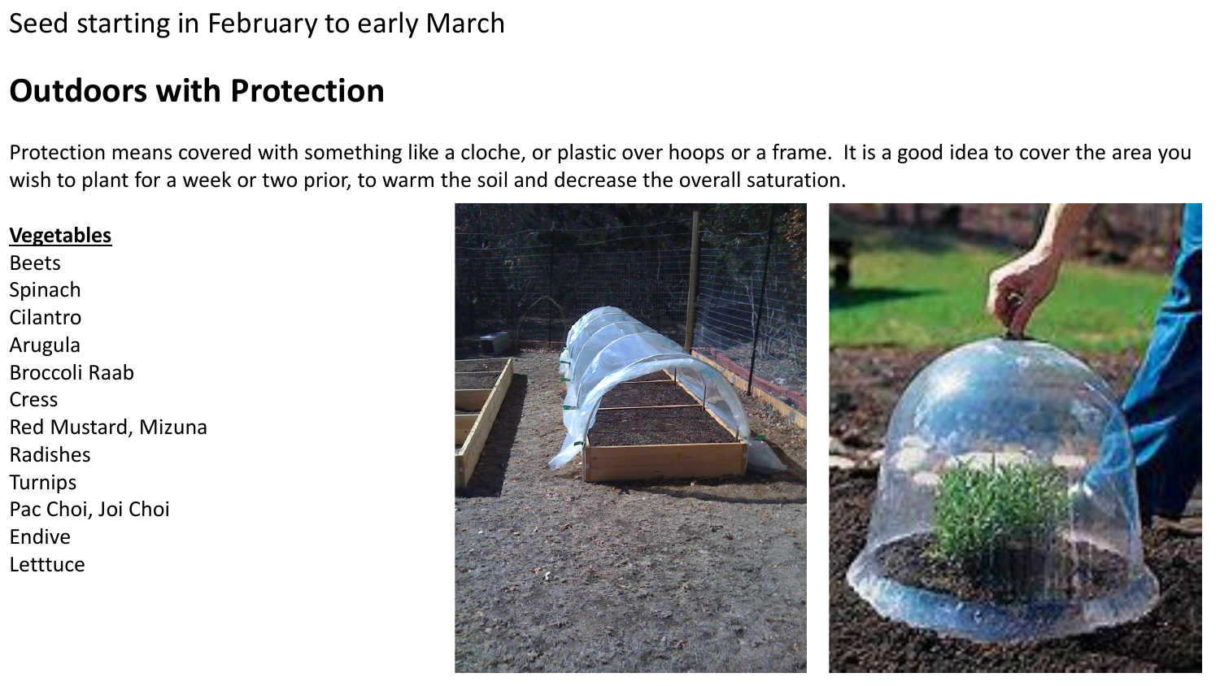Seed starting in February to early March

## Outdoors with Protection

Protection means covered with something like a cloche, or plastic over hoops or a frame. It is a good idea to cover the area you wish to plant for a week or two prior, to warm the soil and decrease the overall saturation.

**Vegetables**

Beets
Spinach
Cilantro
Arugula
Broccoli Raab
Cress
Red Mustard, Mizuna
Radishes
Turnips
Pac Choi, Joi Choi
Endive
Letttuce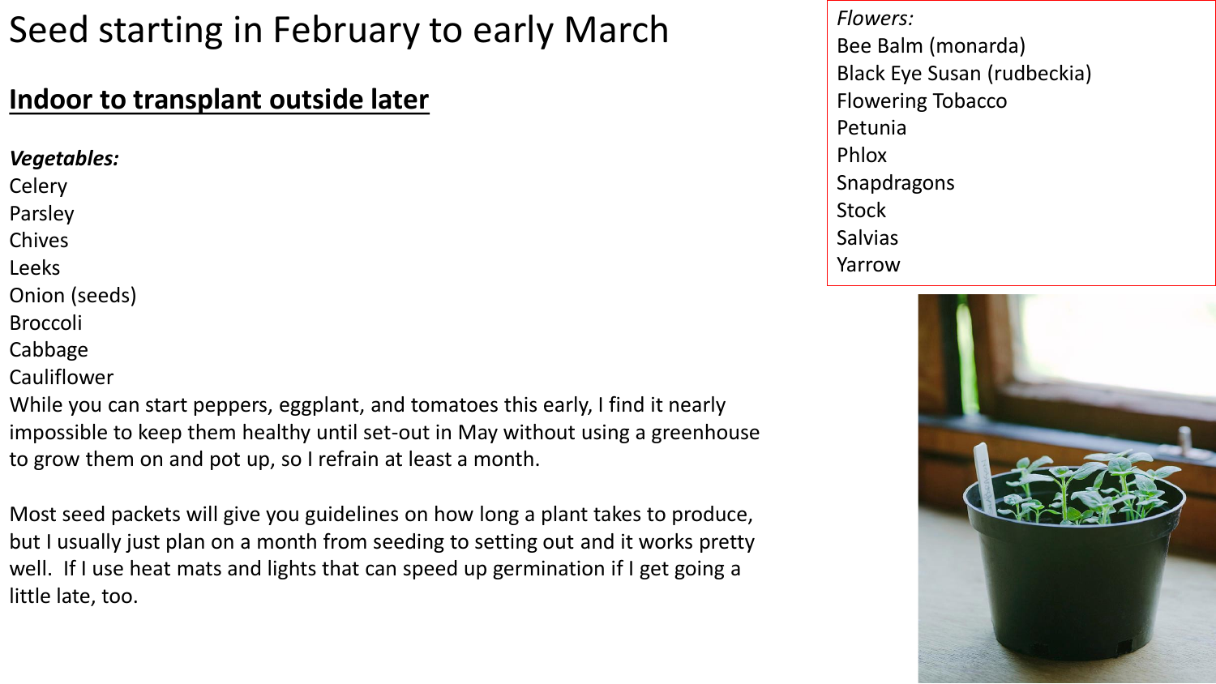# Seed starting in February to early March

## Indoor to transplant outside later

***Vegetables:***

Celery
Parsley
Chives
Leeks
Onion (seeds)
Broccoli
Cabbage
Cauliflower

While you can start peppers, eggplant, and tomatoes this early, I find it nearly impossible to keep them healthy until set-out in May without using a greenhouse to grow them on and pot up, so I refrain at least a month.

Most seed packets will give you guidelines on how long a plant takes to produce, but I usually just plan on a month from seeding to setting out and it works pretty well. If I use heat mats and lights that can speed up germination if I get going a little late, too.

*Flowers:*

Bee Balm (monarda)
Black Eye Susan (rudbeckia)
Flowering Tobacco
Petunia
Phlox
Snapdragons
Stock
Salvias
Yarrow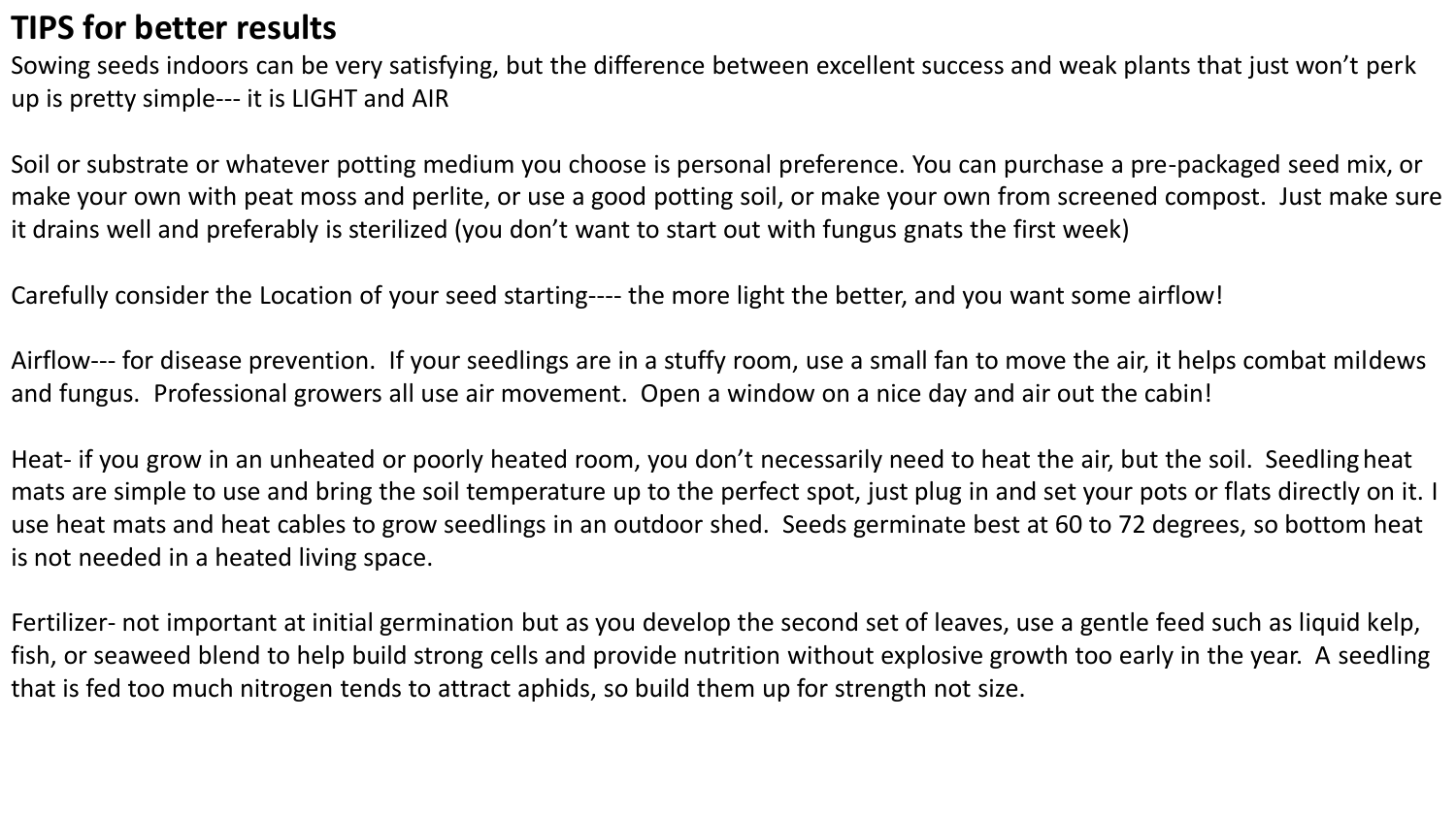# TIPS for better results

Sowing seeds indoors can be very satisfying, but the difference between excellent success and weak plants that just won't perk up is pretty simple--- it is LIGHT and AIR

Soil or substrate or whatever potting medium you choose is personal preference. You can purchase a pre-packaged seed mix, or make your own with peat moss and perlite, or use a good potting soil, or make your own from screened compost. Just make sure it drains well and preferably is sterilized (you don't want to start out with fungus gnats the first week)

Carefully consider the Location of your seed starting---- the more light the better, and you want some airflow!

Airflow--- for disease prevention. If your seedlings are in a stuffy room, use a small fan to move the air, it helps combat mildews and fungus. Professional growers all use air movement. Open a window on a nice day and air out the cabin!

Heat- if you grow in an unheated or poorly heated room, you don't necessarily need to heat the air, but the soil. Seedling heat mats are simple to use and bring the soil temperature up to the perfect spot, just plug in and set your pots or flats directly on it. I use heat mats and heat cables to grow seedlings in an outdoor shed. Seeds germinate best at 60 to 72 degrees, so bottom heat is not needed in a heated living space.

Fertilizer- not important at initial germination but as you develop the second set of leaves, use a gentle feed such as liquid kelp, fish, or seaweed blend to help build strong cells and provide nutrition without explosive growth too early in the year. A seedling that is fed too much nitrogen tends to attract aphids, so build them up for strength not size.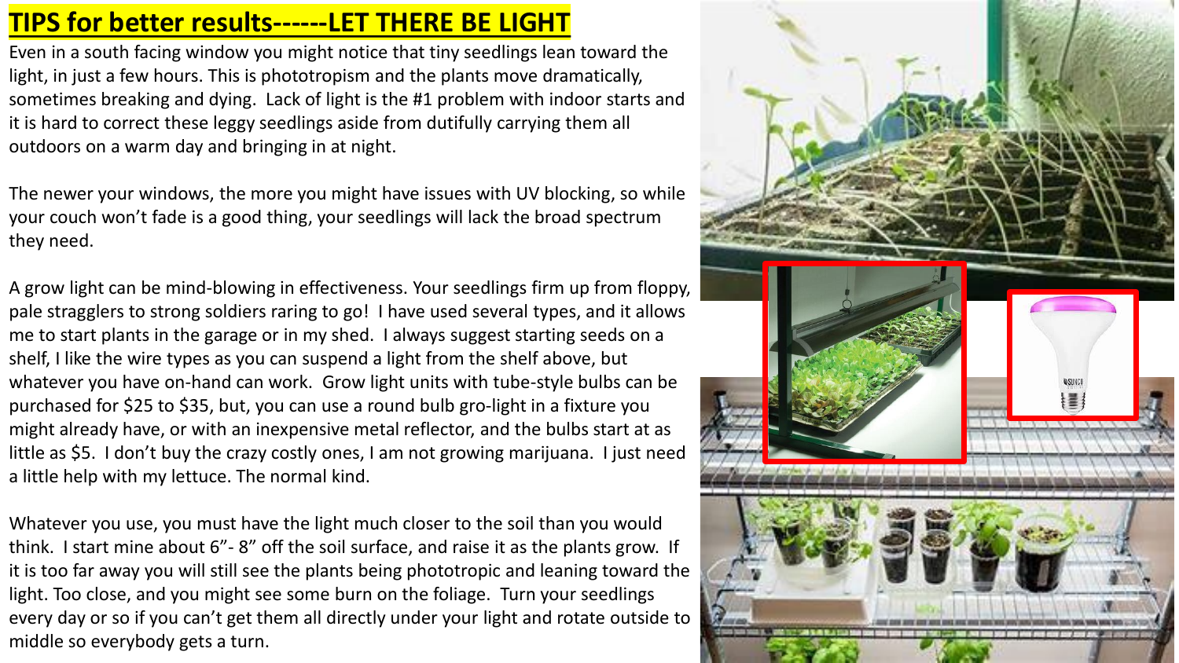# TIPS for better results------LET THERE BE LIGHT

Even in a south facing window you might notice that tiny seedlings lean toward the light, in just a few hours. This is phototropism and the plants move dramatically, sometimes breaking and dying. Lack of light is the #1 problem with indoor starts and it is hard to correct these leggy seedlings aside from dutifully carrying them all outdoors on a warm day and bringing in at night.

The newer your windows, the more you might have issues with UV blocking, so while your couch won't fade is a good thing, your seedlings will lack the broad spectrum they need.

A grow light can be mind-blowing in effectiveness. Your seedlings firm up from floppy, pale stragglers to strong soldiers raring to go! I have used several types, and it allows me to start plants in the garage or in my shed. I always suggest starting seeds on a shelf, I like the wire types as you can suspend a light from the shelf above, but whatever you have on-hand can work. Grow light units with tube-style bulbs can be purchased for $25 to $35, but, you can use a round bulb gro-light in a fixture you might already have, or with an inexpensive metal reflector, and the bulbs start at as little as $5. I don't buy the crazy costly ones, I am not growing marijuana. I just need a little help with my lettuce. The normal kind.

Whatever you use, you must have the light much closer to the soil than you would think. I start mine about 6"- 8" off the soil surface, and raise it as the plants grow. If it is too far away you will still see the plants being phototropic and leaning toward the light. Too close, and you might see some burn on the foliage. Turn your seedlings every day or so if you can't get them all directly under your light and rotate outside to middle so everybody gets a turn.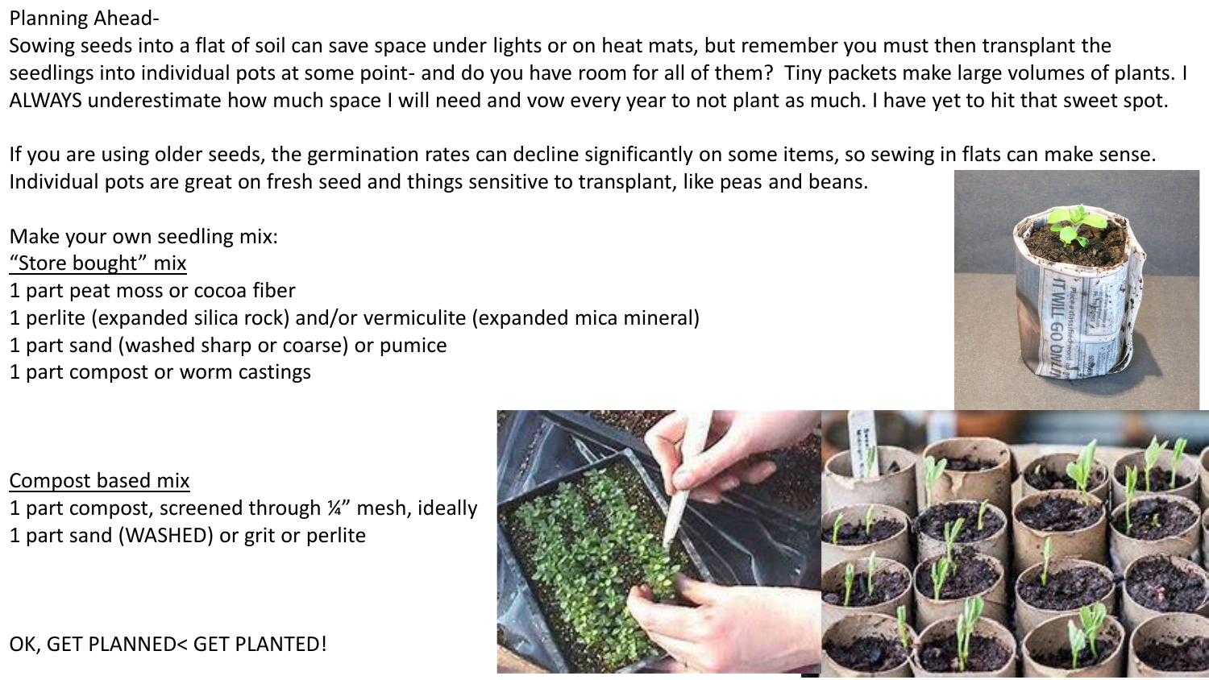Planning Ahead-

Sowing seeds into a flat of soil can save space under lights or on heat mats, but remember you must then transplant the seedlings into individual pots at some point- and do you have room for all of them? Tiny packets make large volumes of plants. I ALWAYS underestimate how much space I will need and vow every year to not plant as much. I have yet to hit that sweet spot.

If you are using older seeds, the germination rates can decline significantly on some items, so sewing in flats can make sense. Individual pots are great on fresh seed and things sensitive to transplant, like peas and beans.

Make your own seedling mix:

<u>"Store bought" mix</u>

1 part peat moss or cocoa fiber
1 perlite (expanded silica rock) and/or vermiculite (expanded mica mineral)
1 part sand (washed sharp or coarse) or pumice
1 part compost or worm castings

<u>Compost based mix</u>

1 part compost, screened through ¼" mesh, ideally
1 part sand (WASHED) or grit or perlite

OK, GET PLANNED< GET PLANTED!